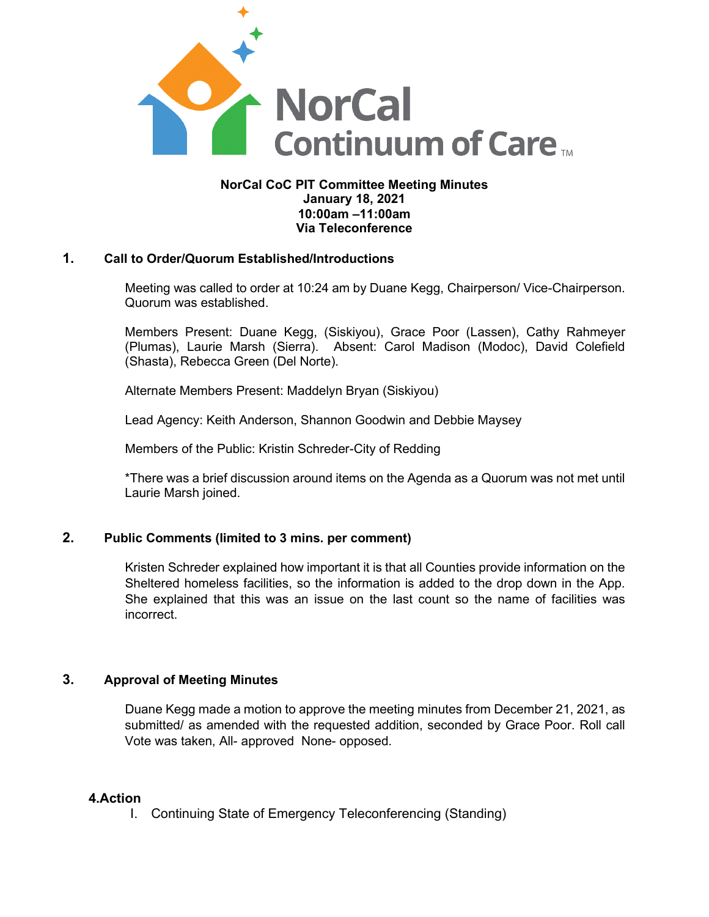NorCal Continuum of Care™

**NorCal CoC PIT Committee Meeting Minutes**
**January 18, 2021**
**10:00am –11:00am**
**Via Teleconference**

## 1. Call to Order/Quorum Established/Introductions

Meeting was called to order at 10:24 am by Duane Kegg, Chairperson/ Vice-Chairperson. Quorum was established.

Members Present: Duane Kegg, (Siskiyou), Grace Poor (Lassen), Cathy Rahmeyer (Plumas), Laurie Marsh (Sierra). Absent: Carol Madison (Modoc), David Colefield (Shasta), Rebecca Green (Del Norte).

Alternate Members Present: Maddelyn Bryan (Siskiyou)

Lead Agency: Keith Anderson, Shannon Goodwin and Debbie Maysey

Members of the Public: Kristin Schreder-City of Redding

*There was a brief discussion around items on the Agenda as a Quorum was not met until Laurie Marsh joined.

## 2. Public Comments (limited to 3 mins. per comment)

Kristen Schreder explained how important it is that all Counties provide information on the Sheltered homeless facilities, so the information is added to the drop down in the App. She explained that this was an issue on the last count so the name of facilities was incorrect.

## 3. Approval of Meeting Minutes

Duane Kegg made a motion to approve the meeting minutes from December 21, 2021, as submitted/ as amended with the requested addition, seconded by Grace Poor. Roll call Vote was taken, All- approved None- opposed.

## 4. Action

I. Continuing State of Emergency Teleconferencing (Standing)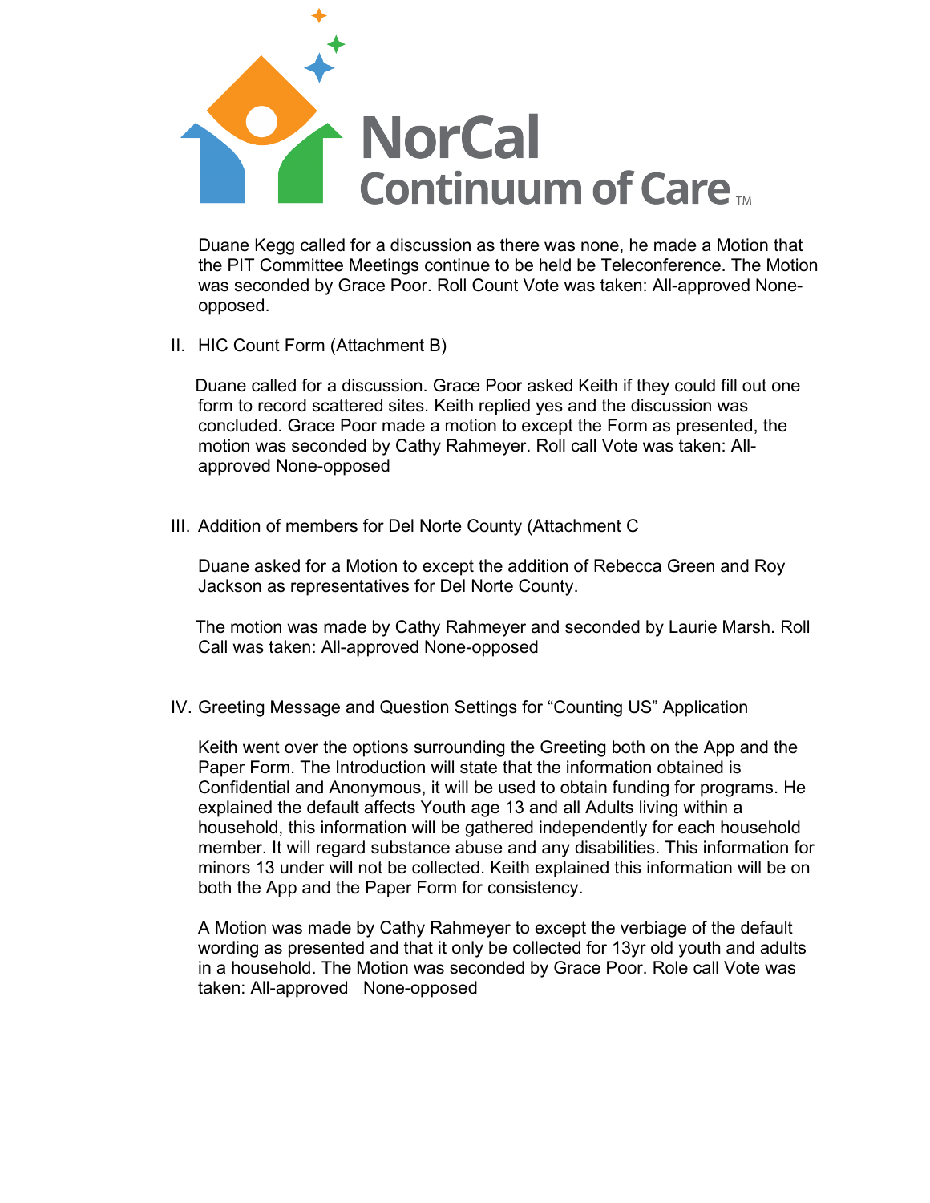Duane Kegg called for a discussion as there was none, he made a Motion that the PIT Committee Meetings continue to be held be Teleconference. The Motion was seconded by Grace Poor. Roll Count Vote was taken: All-approved None-opposed.

II. HIC Count Form (Attachment B)

Duane called for a discussion. Grace Poor asked Keith if they could fill out one form to record scattered sites. Keith replied yes and the discussion was concluded. Grace Poor made a motion to except the Form as presented, the motion was seconded by Cathy Rahmeyer. Roll call Vote was taken: All-approved None-opposed

III. Addition of members for Del Norte County (Attachment C

Duane asked for a Motion to except the addition of Rebecca Green and Roy Jackson as representatives for Del Norte County.

The motion was made by Cathy Rahmeyer and seconded by Laurie Marsh. Roll Call was taken: All-approved None-opposed

IV. Greeting Message and Question Settings for "Counting US" Application

Keith went over the options surrounding the Greeting both on the App and the Paper Form. The Introduction will state that the information obtained is Confidential and Anonymous, it will be used to obtain funding for programs. He explained the default affects Youth age 13 and all Adults living within a household, this information will be gathered independently for each household member. It will regard substance abuse and any disabilities. This information for minors 13 under will not be collected. Keith explained this information will be on both the App and the Paper Form for consistency.

A Motion was made by Cathy Rahmeyer to except the verbiage of the default wording as presented and that it only be collected for 13yr old youth and adults in a household. The Motion was seconded by Grace Poor. Role call Vote was taken: All-approved None-opposed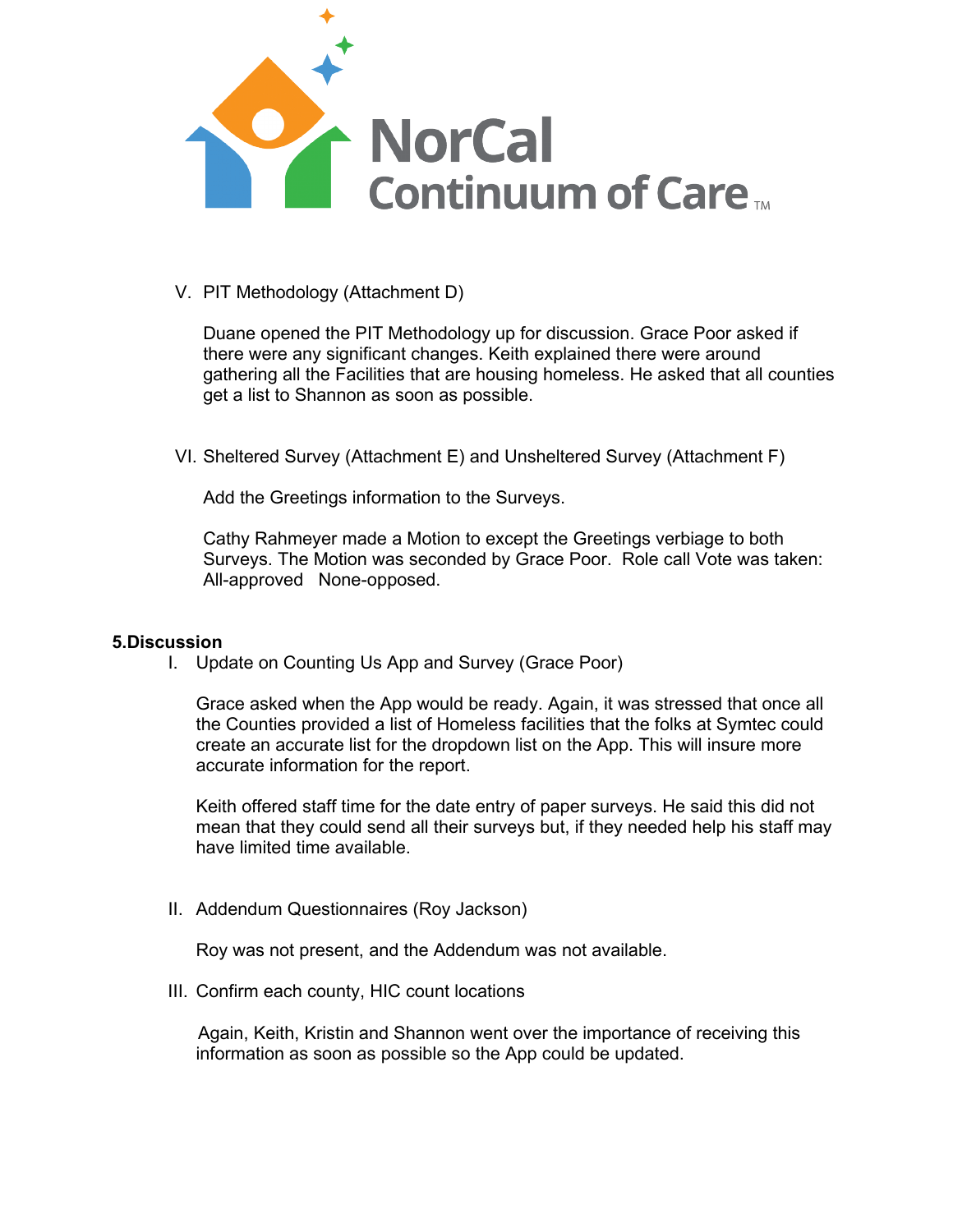V. PIT Methodology (Attachment D)

Duane opened the PIT Methodology up for discussion. Grace Poor asked if there were any significant changes. Keith explained there were around gathering all the Facilities that are housing homeless. He asked that all counties get a list to Shannon as soon as possible.

VI. Sheltered Survey (Attachment E) and Unsheltered Survey (Attachment F)

Add the Greetings information to the Surveys.

Cathy Rahmeyer made a Motion to except the Greetings verbiage to both Surveys. The Motion was seconded by Grace Poor. Role call Vote was taken: All-approved None-opposed.

**5.Discussion**

I. Update on Counting Us App and Survey (Grace Poor)

Grace asked when the App would be ready. Again, it was stressed that once all the Counties provided a list of Homeless facilities that the folks at Symtec could create an accurate list for the dropdown list on the App. This will insure more accurate information for the report.

Keith offered staff time for the date entry of paper surveys. He said this did not mean that they could send all their surveys but, if they needed help his staff may have limited time available.

II. Addendum Questionnaires (Roy Jackson)

Roy was not present, and the Addendum was not available.

III. Confirm each county, HIC count locations

Again, Keith, Kristin and Shannon went over the importance of receiving this information as soon as possible so the App could be updated.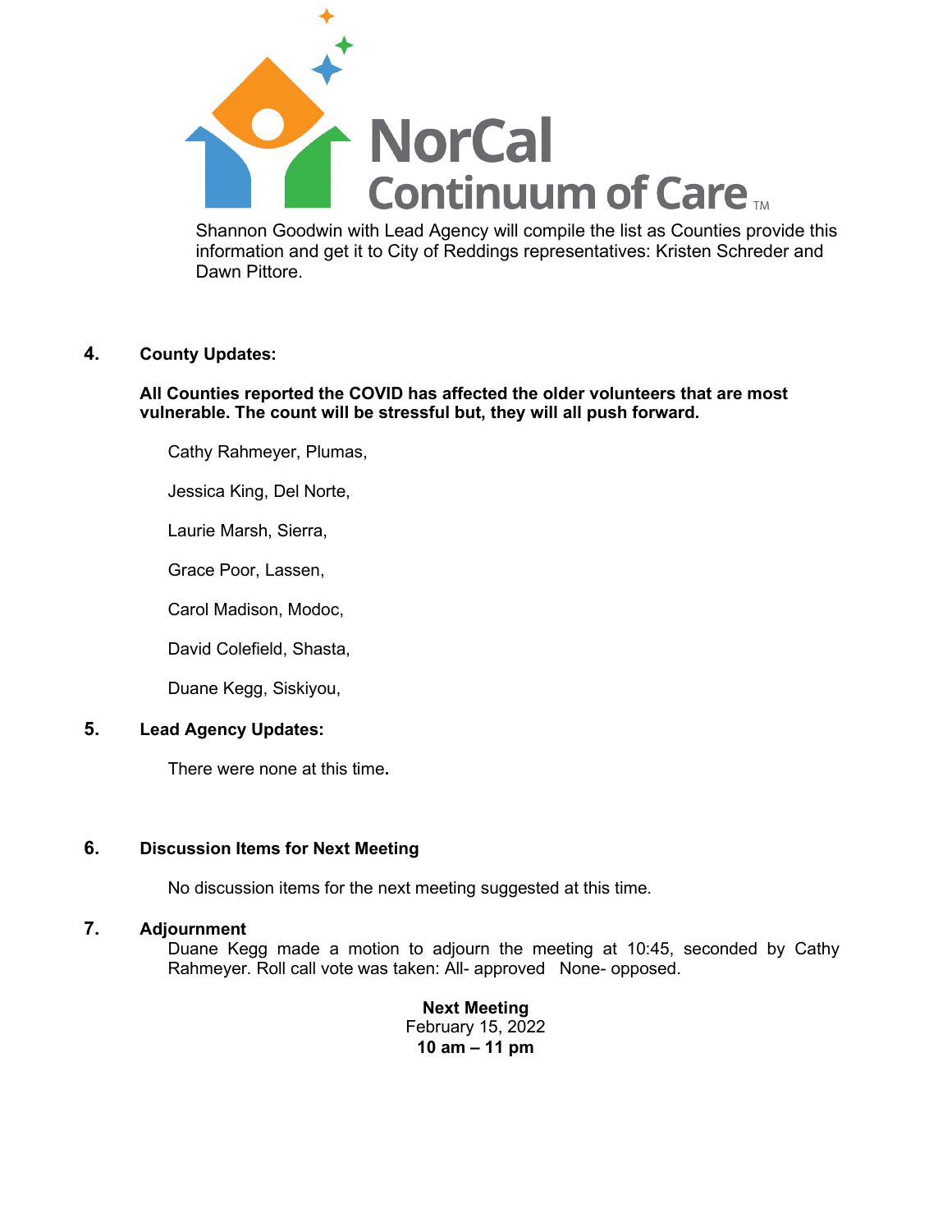Shannon Goodwin with Lead Agency will compile the list as Counties provide this information and get it to City of Reddings representatives: Kristen Schreder and Dawn Pittore.

**4. County Updates:**

**All Counties reported the COVID has affected the older volunteers that are most vulnerable. The count will be stressful but, they will all push forward.**

Cathy Rahmeyer, Plumas,

Jessica King, Del Norte,

Laurie Marsh, Sierra,

Grace Poor, Lassen,

Carol Madison, Modoc,

David Colefield, Shasta,

Duane Kegg, Siskiyou,

**5. Lead Agency Updates:**

There were none at this time.

**6. Discussion Items for Next Meeting**

No discussion items for the next meeting suggested at this time.

**7. Adjournment**

Duane Kegg made a motion to adjourn the meeting at 10:45, seconded by Cathy Rahmeyer. Roll call vote was taken: All- approved None- opposed.

**Next Meeting**
February 15, 2022
**10 am – 11 pm**